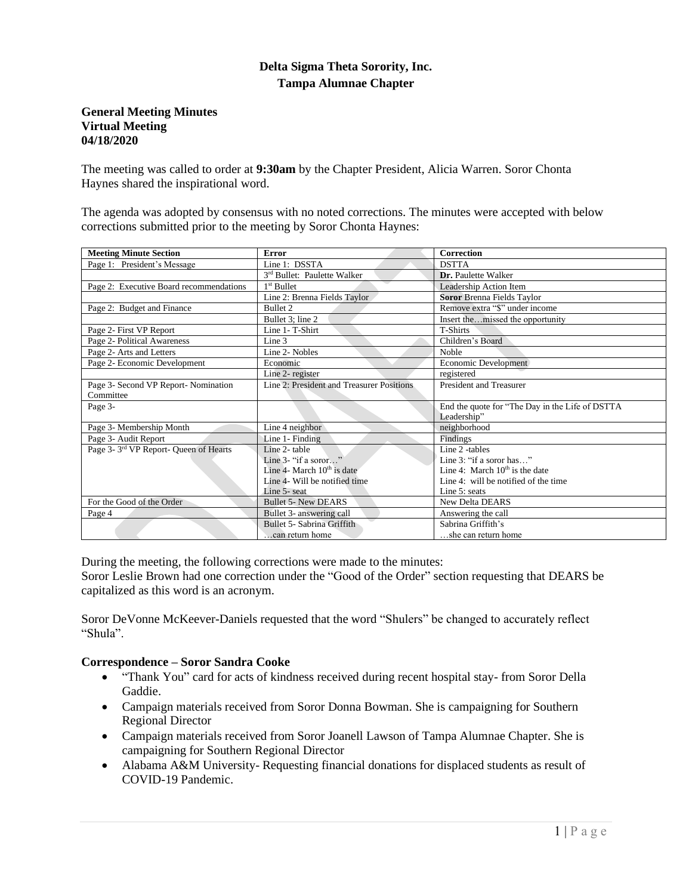**Delta Sigma Theta Sorority, Inc.**
**Tampa Alumnae Chapter**

**General Meeting Minutes**
**Virtual Meeting**
**04/18/2020**

The meeting was called to order at **9:30am** by the Chapter President, Alicia Warren. Soror Chonta Haynes shared the inspirational word.

The agenda was adopted by consensus with no noted corrections. The minutes were accepted with below corrections submitted prior to the meeting by Soror Chonta Haynes:

| Meeting Minute Section | Error | Correction |
|---|---|---|
| Page 1: President's Message | Line 1: DSSTA | DSTTA |
| | 3rd Bullet: Paulette Walker | **Dr.** Paulette Walker |
| Page 2: Executive Board recommendations | 1st Bullet | Leadership Action Item |
| | Line 2: Brenna Fields Taylor | **Soror** Brenna Fields Taylor |
| Page 2: Budget and Finance | Bullet 2 | Remove extra "$" under income |
| | Bullet 3; line 2 | Insert the…missed the opportunity |
| Page 2- First VP Report | Line 1- T-Shirt | T-Shirts |
| Page 2- Political Awareness | Line 3 | Children's Board |
| Page 2- Arts and Letters | Line 2- Nobles | Noble |
| Page 2- Economic Development | Economic | Economic Development |
| | Line 2- register | registered |
| Page 3- Second VP Report- Nomination Committee | Line 2: President and Treasurer Positions | President and Treasurer |
| Page 3- | | End the quote for "The Day in the Life of DSTTA Leadership" |
| Page 3- Membership Month | Line 4 neighbor | neighborhood |
| Page 3- Audit Report | Line 1- Finding | Findings |
| Page 3- 3rd VP Report- Queen of Hearts | Line 2- table<br>Line 3- "if a soror…"<br>Line 4- March 10th is date<br>Line 4- Will be notified time<br>Line 5- seat | Line 2 -tables<br>Line 3: "if a soror has…"<br>Line 4: March 10th is the date<br>Line 4: will be notified of the time<br>Line 5: seats |
| For the Good of the Order | Bullet 5- New DEARS | New Delta DEARS |
| Page 4 | Bullet 3- answering call | Answering the call |
| | Bullet 5- Sabrina Griffith<br>…can return home | Sabrina Griffith's<br>…she can return home |

During the meeting, the following corrections were made to the minutes:
Soror Leslie Brown had one correction under the "Good of the Order" section requesting that DEARS be capitalized as this word is an acronym.

Soror DeVonne McKeever-Daniels requested that the word "Shulers" be changed to accurately reflect "Shula".

**Correspondence – Soror Sandra Cooke**

- "Thank You" card for acts of kindness received during recent hospital stay- from Soror Della Gaddie.
- Campaign materials received from Soror Donna Bowman. She is campaigning for Southern Regional Director
- Campaign materials received from Soror Joanell Lawson of Tampa Alumnae Chapter. She is campaigning for Southern Regional Director
- Alabama A&M University- Requesting financial donations for displaced students as result of COVID-19 Pandemic.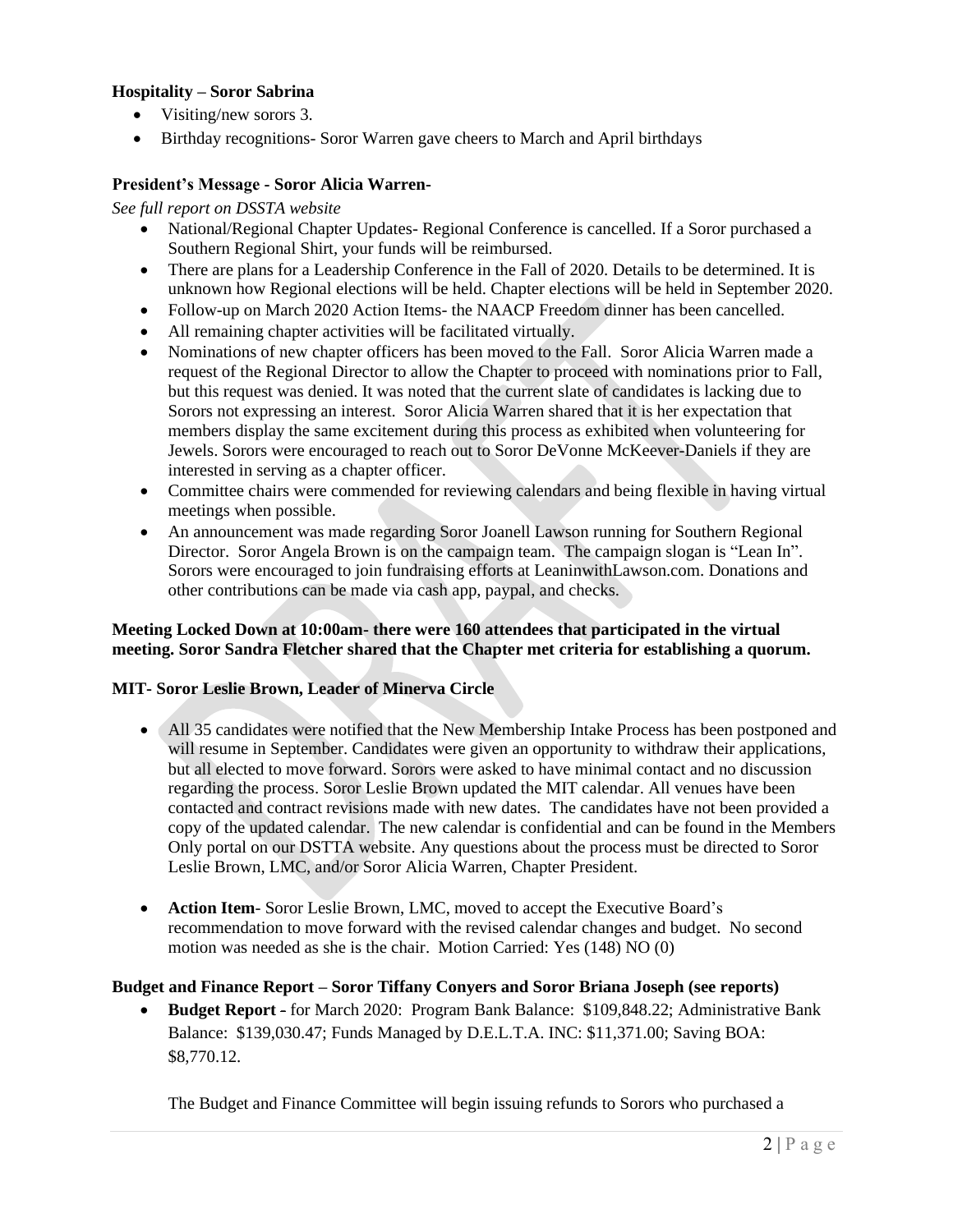**Hospitality – Soror Sabrina**

- Visiting/new sorors 3.
- Birthday recognitions- Soror Warren gave cheers to March and April birthdays

**President's Message - Soror Alicia Warren-**

*See full report on DSSTA website*

- National/Regional Chapter Updates- Regional Conference is cancelled. If a Soror purchased a Southern Regional Shirt, your funds will be reimbursed.
- There are plans for a Leadership Conference in the Fall of 2020. Details to be determined. It is unknown how Regional elections will be held. Chapter elections will be held in September 2020.
- Follow-up on March 2020 Action Items- the NAACP Freedom dinner has been cancelled.
- All remaining chapter activities will be facilitated virtually.
- Nominations of new chapter officers has been moved to the Fall. Soror Alicia Warren made a request of the Regional Director to allow the Chapter to proceed with nominations prior to Fall, but this request was denied. It was noted that the current slate of candidates is lacking due to Sorors not expressing an interest. Soror Alicia Warren shared that it is her expectation that members display the same excitement during this process as exhibited when volunteering for Jewels. Sorors were encouraged to reach out to Soror DeVonne McKeever-Daniels if they are interested in serving as a chapter officer.
- Committee chairs were commended for reviewing calendars and being flexible in having virtual meetings when possible.
- An announcement was made regarding Soror Joanell Lawson running for Southern Regional Director. Soror Angela Brown is on the campaign team. The campaign slogan is "Lean In". Sorors were encouraged to join fundraising efforts at LeaninwithLawson.com. Donations and other contributions can be made via cash app, paypal, and checks.

**Meeting Locked Down at 10:00am- there were 160 attendees that participated in the virtual meeting. Soror Sandra Fletcher shared that the Chapter met criteria for establishing a quorum.**

**MIT- Soror Leslie Brown, Leader of Minerva Circle**

- All 35 candidates were notified that the New Membership Intake Process has been postponed and will resume in September. Candidates were given an opportunity to withdraw their applications, but all elected to move forward. Sorors were asked to have minimal contact and no discussion regarding the process. Soror Leslie Brown updated the MIT calendar. All venues have been contacted and contract revisions made with new dates. The candidates have not been provided a copy of the updated calendar. The new calendar is confidential and can be found in the Members Only portal on our DSTTA website. Any questions about the process must be directed to Soror Leslie Brown, LMC, and/or Soror Alicia Warren, Chapter President.

- **Action Item**- Soror Leslie Brown, LMC, moved to accept the Executive Board's recommendation to move forward with the revised calendar changes and budget. No second motion was needed as she is the chair. Motion Carried: Yes (148) NO (0)

**Budget and Finance Report – Soror Tiffany Conyers and Soror Briana Joseph (see reports)**

- **Budget Report -** for March 2020: Program Bank Balance: $109,848.22; Administrative Bank Balance: $139,030.47; Funds Managed by D.E.L.T.A. INC: $11,371.00; Saving BOA: $8,770.12.

  The Budget and Finance Committee will begin issuing refunds to Sorors who purchased a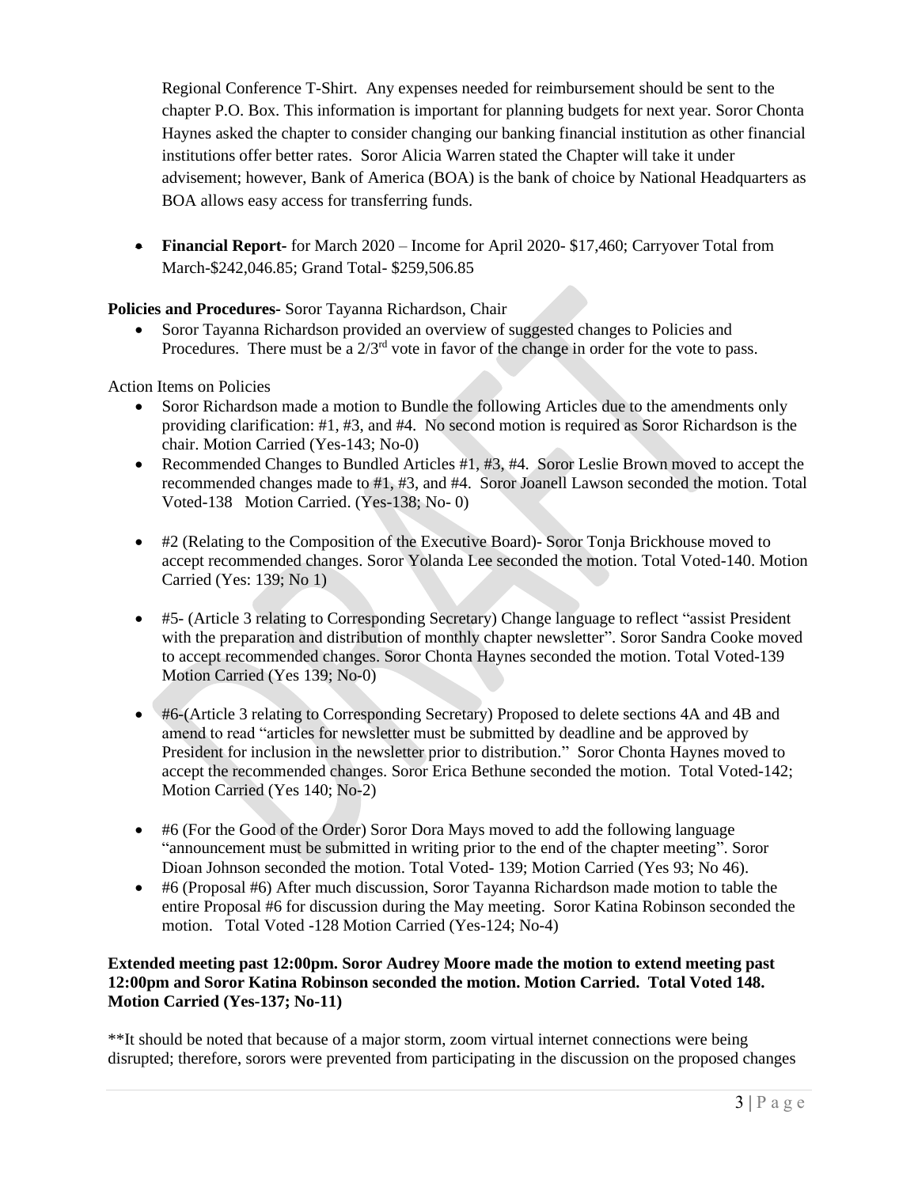Regional Conference T-Shirt. Any expenses needed for reimbursement should be sent to the chapter P.O. Box. This information is important for planning budgets for next year. Soror Chonta Haynes asked the chapter to consider changing our banking financial institution as other financial institutions offer better rates. Soror Alicia Warren stated the Chapter will take it under advisement; however, Bank of America (BOA) is the bank of choice by National Headquarters as BOA allows easy access for transferring funds.

- **Financial Report-** for March 2020 – Income for April 2020- $17,460; Carryover Total from March-$242,046.85; Grand Total- $259,506.85

**Policies and Procedures-** Soror Tayanna Richardson, Chair

- Soror Tayanna Richardson provided an overview of suggested changes to Policies and Procedures. There must be a 2/3rd vote in favor of the change in order for the vote to pass.

Action Items on Policies

- Soror Richardson made a motion to Bundle the following Articles due to the amendments only providing clarification: #1, #3, and #4. No second motion is required as Soror Richardson is the chair. Motion Carried (Yes-143; No-0)
- Recommended Changes to Bundled Articles #1, #3, #4. Soror Leslie Brown moved to accept the recommended changes made to #1, #3, and #4. Soror Joanell Lawson seconded the motion. Total Voted-138 Motion Carried. (Yes-138; No- 0)
- #2 (Relating to the Composition of the Executive Board)- Soror Tonja Brickhouse moved to accept recommended changes. Soror Yolanda Lee seconded the motion. Total Voted-140. Motion Carried (Yes: 139; No 1)
- #5- (Article 3 relating to Corresponding Secretary) Change language to reflect "assist President with the preparation and distribution of monthly chapter newsletter". Soror Sandra Cooke moved to accept recommended changes. Soror Chonta Haynes seconded the motion. Total Voted-139 Motion Carried (Yes 139; No-0)
- #6-(Article 3 relating to Corresponding Secretary) Proposed to delete sections 4A and 4B and amend to read "articles for newsletter must be submitted by deadline and be approved by President for inclusion in the newsletter prior to distribution." Soror Chonta Haynes moved to accept the recommended changes. Soror Erica Bethune seconded the motion. Total Voted-142; Motion Carried (Yes 140; No-2)
- #6 (For the Good of the Order) Soror Dora Mays moved to add the following language "announcement must be submitted in writing prior to the end of the chapter meeting". Soror Dioan Johnson seconded the motion. Total Voted- 139; Motion Carried (Yes 93; No 46).
- #6 (Proposal #6) After much discussion, Soror Tayanna Richardson made motion to table the entire Proposal #6 for discussion during the May meeting. Soror Katina Robinson seconded the motion. Total Voted -128 Motion Carried (Yes-124; No-4)

**Extended meeting past 12:00pm. Soror Audrey Moore made the motion to extend meeting past 12:00pm and Soror Katina Robinson seconded the motion. Motion Carried. Total Voted 148. Motion Carried (Yes-137; No-11)**

**It should be noted that because of a major storm, zoom virtual internet connections were being disrupted; therefore, sorors were prevented from participating in the discussion on the proposed changes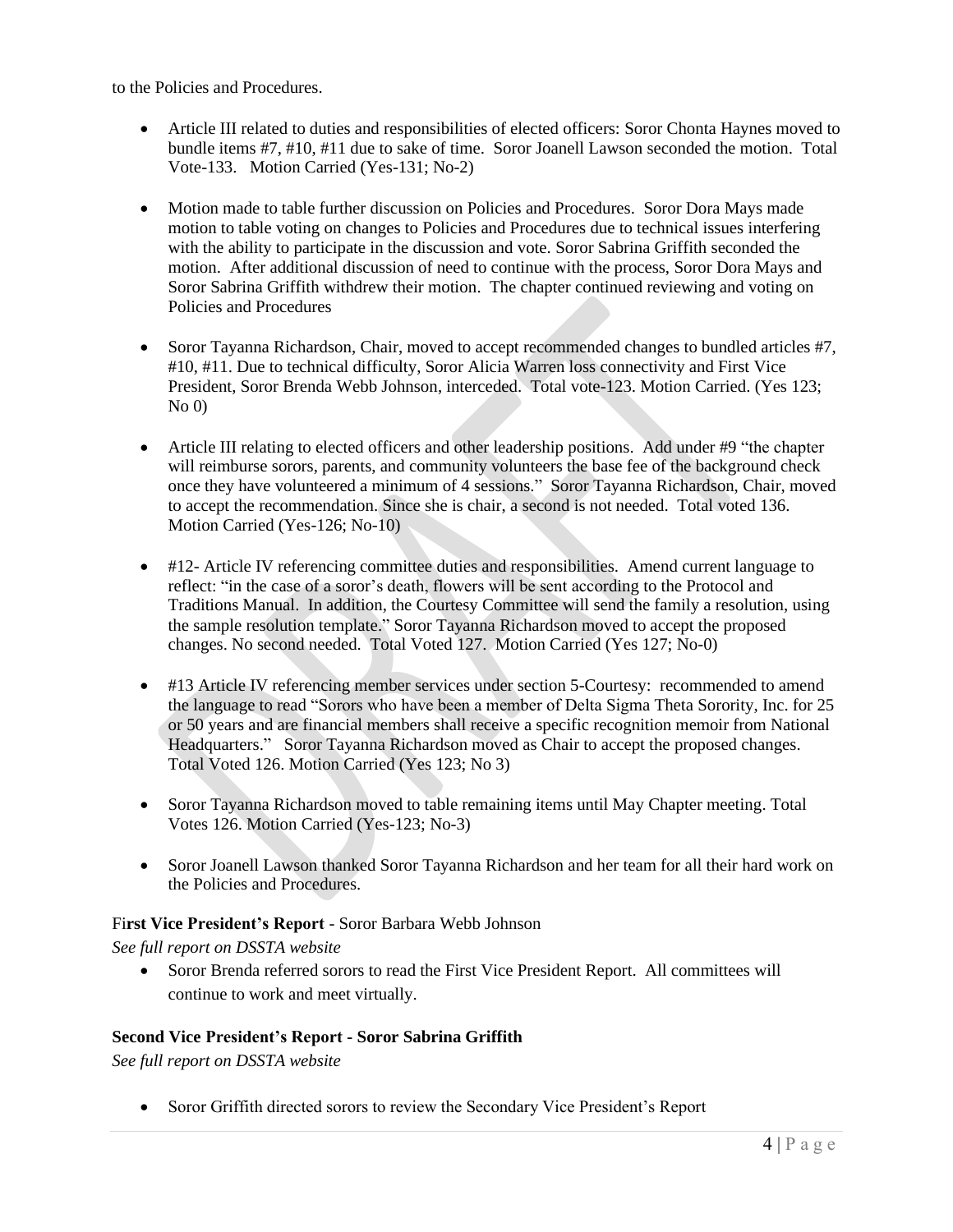to the Policies and Procedures.

- Article III related to duties and responsibilities of elected officers: Soror Chonta Haynes moved to bundle items #7, #10, #11 due to sake of time. Soror Joanell Lawson seconded the motion. Total Vote-133. Motion Carried (Yes-131; No-2)

- Motion made to table further discussion on Policies and Procedures. Soror Dora Mays made motion to table voting on changes to Policies and Procedures due to technical issues interfering with the ability to participate in the discussion and vote. Soror Sabrina Griffith seconded the motion. After additional discussion of need to continue with the process, Soror Dora Mays and Soror Sabrina Griffith withdrew their motion. The chapter continued reviewing and voting on Policies and Procedures

- Soror Tayanna Richardson, Chair, moved to accept recommended changes to bundled articles #7, #10, #11. Due to technical difficulty, Soror Alicia Warren loss connectivity and First Vice President, Soror Brenda Webb Johnson, interceded. Total vote-123. Motion Carried. (Yes 123; No 0)

- Article III relating to elected officers and other leadership positions. Add under #9 "the chapter will reimburse sorors, parents, and community volunteers the base fee of the background check once they have volunteered a minimum of 4 sessions." Soror Tayanna Richardson, Chair, moved to accept the recommendation. Since she is chair, a second is not needed. Total voted 136. Motion Carried (Yes-126; No-10)

- #12- Article IV referencing committee duties and responsibilities. Amend current language to reflect: "in the case of a soror's death, flowers will be sent according to the Protocol and Traditions Manual. In addition, the Courtesy Committee will send the family a resolution, using the sample resolution template." Soror Tayanna Richardson moved to accept the proposed changes. No second needed. Total Voted 127. Motion Carried (Yes 127; No-0)

- #13 Article IV referencing member services under section 5-Courtesy: recommended to amend the language to read "Sorors who have been a member of Delta Sigma Theta Sorority, Inc. for 25 or 50 years and are financial members shall receive a specific recognition memoir from National Headquarters." Soror Tayanna Richardson moved as Chair to accept the proposed changes. Total Voted 126. Motion Carried (Yes 123; No 3)

- Soror Tayanna Richardson moved to table remaining items until May Chapter meeting. Total Votes 126. Motion Carried (Yes-123; No-3)

- Soror Joanell Lawson thanked Soror Tayanna Richardson and her team for all their hard work on the Policies and Procedures.

**First Vice President's Report** - Soror Barbara Webb Johnson

*See full report on DSSTA website*

- Soror Brenda referred sorors to read the First Vice President Report. All committees will continue to work and meet virtually.

**Second Vice President's Report - Soror Sabrina Griffith**

*See full report on DSSTA website*

- Soror Griffith directed sorors to review the Secondary Vice President's Report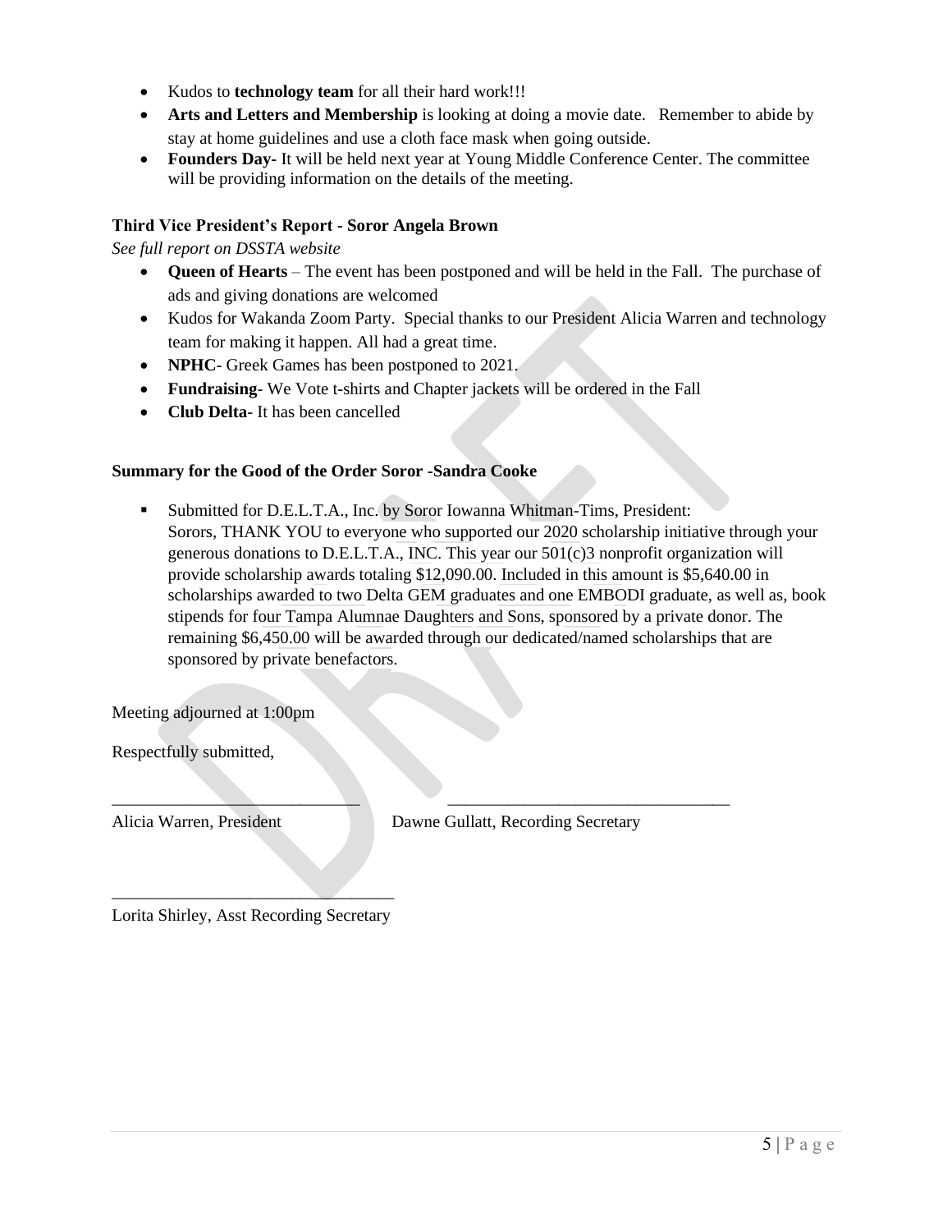- Kudos to **technology team** for all their hard work!!!
- **Arts and Letters and Membership** is looking at doing a movie date. Remember to abide by stay at home guidelines and use a cloth face mask when going outside.
- **Founders Day**- It will be held next year at Young Middle Conference Center. The committee will be providing information on the details of the meeting.

### Third Vice President's Report - Soror Angela Brown

*See full report on DSSTA website*

- **Queen of Hearts** – The event has been postponed and will be held in the Fall. The purchase of ads and giving donations are welcomed
- Kudos for Wakanda Zoom Party. Special thanks to our President Alicia Warren and technology team for making it happen. All had a great time.
- **NPHC**- Greek Games has been postponed to 2021.
- **Fundraising**- We Vote t-shirts and Chapter jackets will be ordered in the Fall
- **Club Delta**- It has been cancelled

### Summary for the Good of the Order Soror -Sandra Cooke

- Submitted for D.E.L.T.A., Inc. by Soror Iowanna Whitman-Tims, President:
  Sorors, THANK YOU to everyone who supported our 2020 scholarship initiative through your generous donations to D.E.L.T.A., INC. This year our 501(c)3 nonprofit organization will provide scholarship awards totaling $12,090.00. Included in this amount is $5,640.00 in scholarships awarded to two Delta GEM graduates and one EMBODI graduate, as well as, book stipends for four Tampa Alumnae Daughters and Sons, sponsored by a private donor. The remaining $6,450.00 will be awarded through our dedicated/named scholarships that are sponsored by private benefactors.

Meeting adjourned at 1:00pm

Respectfully submitted,

_____________________________ _________________________________

Alicia Warren, President Dawne Gullatt, Recording Secretary

_________________________________

Lorita Shirley, Asst Recording Secretary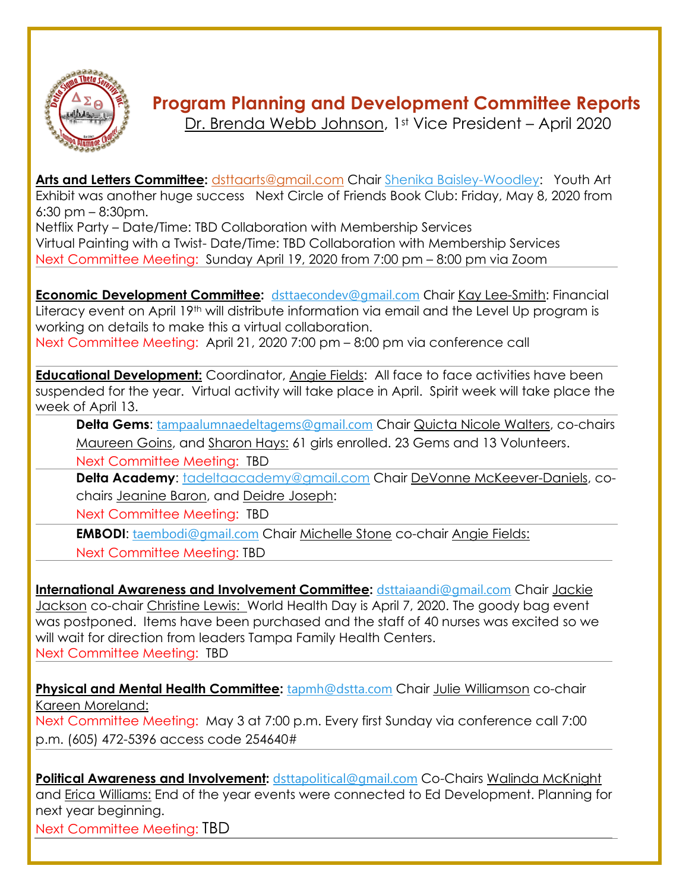# Program Planning and Development Committee Reports

Dr. Brenda Webb Johnson, 1st Vice President – April 2020

**Arts and Letters Committee:** dsttaarts@gmail.com Chair Shenika Baisley-Woodley: Youth Art Exhibit was another huge success Next Circle of Friends Book Club: Friday, May 8, 2020 from 6:30 pm – 8:30pm.
Netflix Party – Date/Time: TBD Collaboration with Membership Services
Virtual Painting with a Twist- Date/Time: TBD Collaboration with Membership Services
Next Committee Meeting: Sunday April 19, 2020 from 7:00 pm – 8:00 pm via Zoom

---

**Economic Development Committee:** dsttaecondev@gmail.com Chair Kay Lee-Smith: Financial Literacy event on April 19th will distribute information via email and the Level Up program is working on details to make this a virtual collaboration.
Next Committee Meeting: April 21, 2020 7:00 pm – 8:00 pm via conference call

---

**Educational Development:** Coordinator, Angie Fields: All face to face activities have been suspended for the year. Virtual activity will take place in April. Spirit week will take place the week of April 13.

**Delta Gems**: tampaalumnaedeltagems@gmail.com Chair Quicta Nicole Walters, co-chairs Maureen Goins, and Sharon Hays: 61 girls enrolled. 23 Gems and 13 Volunteers.
Next Committee Meeting: TBD

**Delta Academy**: tadeltaacademy@gmail.com Chair DeVonne McKeever-Daniels, co-chairs Jeanine Baron, and Deidre Joseph:
Next Committee Meeting: TBD

**EMBODI**: taembodi@gmail.com Chair Michelle Stone co-chair Angie Fields:
Next Committee Meeting: TBD

---

**International Awareness and Involvement Committee:** dsttaiaandi@gmail.com Chair Jackie Jackson co-chair Christine Lewis: World Health Day is April 7, 2020. The goody bag event was postponed. Items have been purchased and the staff of 40 nurses was excited so we will wait for direction from leaders Tampa Family Health Centers.
Next Committee Meeting: TBD

---

**Physical and Mental Health Committee:** tapmh@dstta.com Chair Julie Williamson co-chair Kareen Moreland:
Next Committee Meeting: May 3 at 7:00 p.m. Every first Sunday via conference call 7:00 p.m. (605) 472-5396 access code 254640#

---

**Political Awareness and Involvement:** dsttapolitical@gmail.com Co-Chairs Walinda McKnight and Erica Williams: End of the year events were connected to Ed Development. Planning for next year beginning.
Next Committee Meeting: TBD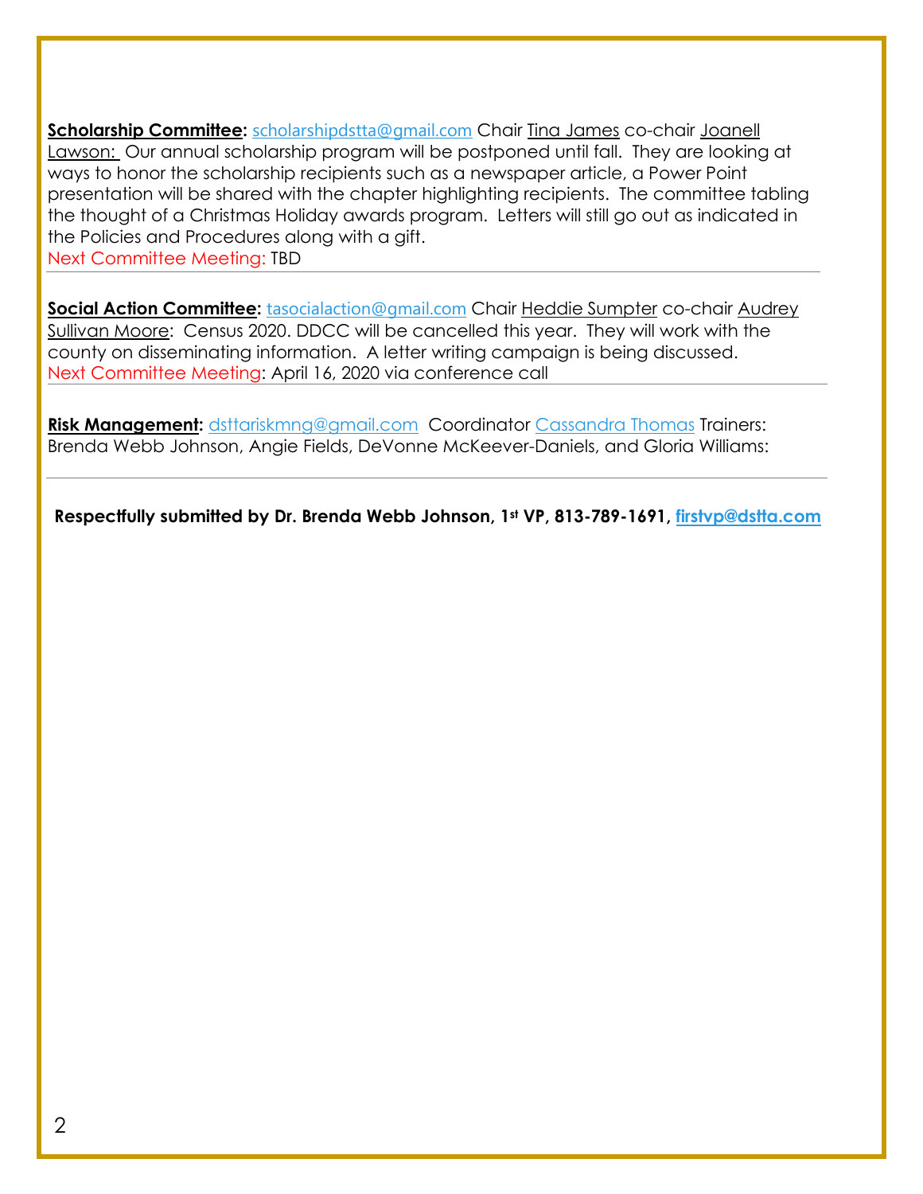**Scholarship Committee:** scholarshipdstta@gmail.com Chair Tina James co-chair Joanell Lawson: Our annual scholarship program will be postponed until fall. They are looking at ways to honor the scholarship recipients such as a newspaper article, a Power Point presentation will be shared with the chapter highlighting recipients. The committee tabling the thought of a Christmas Holiday awards program. Letters will still go out as indicated in the Policies and Procedures along with a gift.
Next Committee Meeting: TBD

---

**Social Action Committee:** tasocialaction@gmail.com Chair Heddie Sumpter co-chair Audrey Sullivan Moore: Census 2020. DDCC will be cancelled this year. They will work with the county on disseminating information. A letter writing campaign is being discussed.
Next Committee Meeting: April 16, 2020 via conference call

---

**Risk Management:** dsttariskmng@gmail.com Coordinator Cassandra Thomas Trainers: Brenda Webb Johnson, Angie Fields, DeVonne McKeever-Daniels, and Gloria Williams:

---

**Respectfully submitted by Dr. Brenda Webb Johnson, 1st VP, 813-789-1691, firstvp@dstta.com**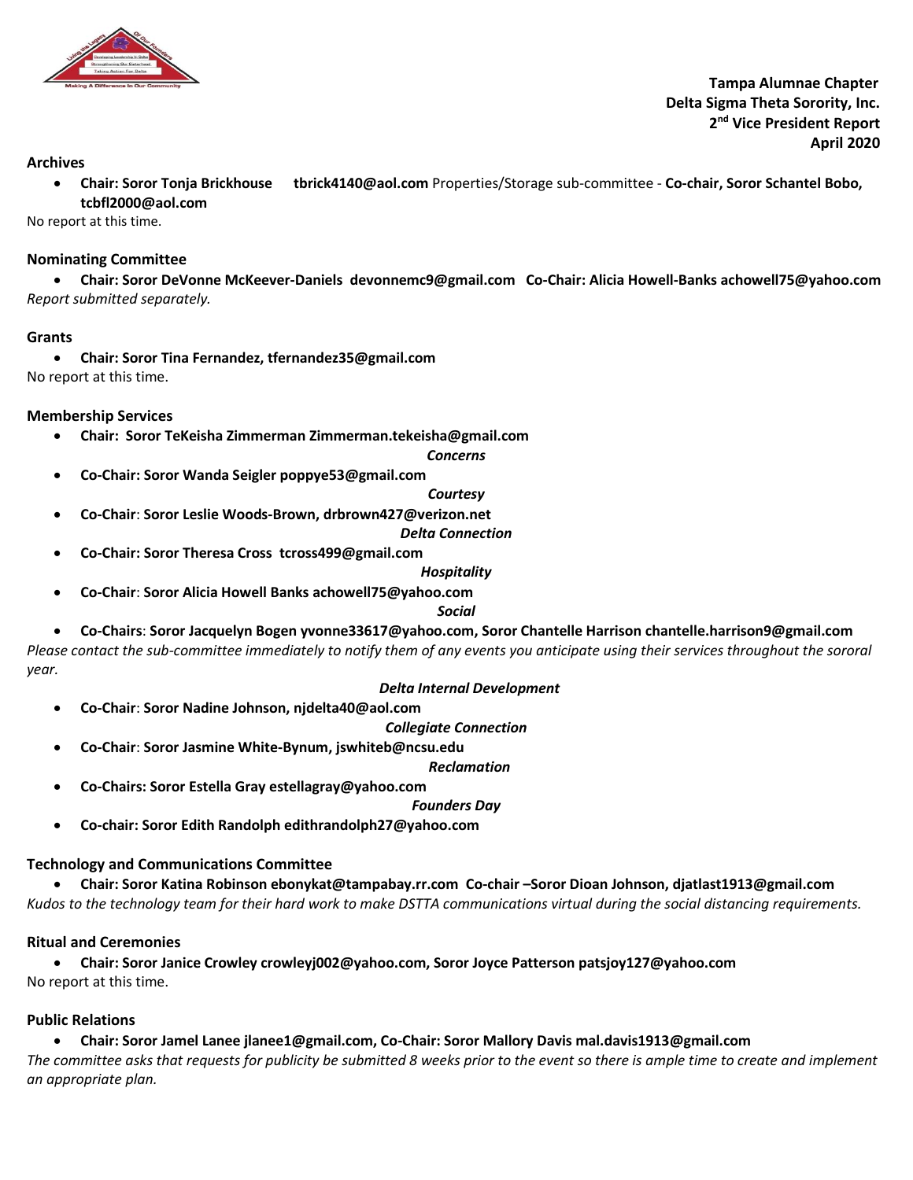**Tampa Alumnae Chapter**
**Delta Sigma Theta Sorority, Inc.**
**2nd Vice President Report**
**April 2020**

**Archives**

- **Chair: Soror Tonja Brickhouse tbrick4140@aol.com** Properties/Storage sub-committee - **Co-chair, Soror Schantel Bobo, tcbfl2000@aol.com**

No report at this time.

**Nominating Committee**

- **Chair: Soror DeVonne McKeever-Daniels devonnemc9@gmail.com Co-Chair: Alicia Howell-Banks achowell75@yahoo.com**

*Report submitted separately.*

**Grants**

- **Chair: Soror Tina Fernandez, tfernandez35@gmail.com**

No report at this time.

**Membership Services**

- **Chair: Soror TeKeisha Zimmerman Zimmerman.tekeisha@gmail.com**

***Concerns***

- **Co-Chair: Soror Wanda Seigler poppye53@gmail.com**

***Courtesy***

- **Co-Chair: Soror Leslie Woods-Brown, drbrown427@verizon.net**

***Delta Connection***

- **Co-Chair: Soror Theresa Cross tcross499@gmail.com**

***Hospitality***

- **Co-Chair: Soror Alicia Howell Banks achowell75@yahoo.com**

***Social***

- **Co-Chairs: Soror Jacquelyn Bogen yvonne33617@yahoo.com, Soror Chantelle Harrison chantelle.harrison9@gmail.com**

*Please contact the sub-committee immediately to notify them of any events you anticipate using their services throughout the sororal year.*

***Delta Internal Development***

- **Co-Chair: Soror Nadine Johnson, njdelta40@aol.com**

***Collegiate Connection***

- **Co-Chair: Soror Jasmine White-Bynum, jswhiteb@ncsu.edu**

***Reclamation***

- **Co-Chairs: Soror Estella Gray estellagray@yahoo.com**

***Founders Day***

- **Co-chair: Soror Edith Randolph edithrandolph27@yahoo.com**

**Technology and Communications Committee**

- **Chair: Soror Katina Robinson ebonykat@tampabay.rr.com Co-chair –Soror Dioan Johnson, djatlast1913@gmail.com**

*Kudos to the technology team for their hard work to make DSTTA communications virtual during the social distancing requirements.*

**Ritual and Ceremonies**

- **Chair: Soror Janice Crowley crowleyj002@yahoo.com, Soror Joyce Patterson patsjoy127@yahoo.com**

No report at this time.

**Public Relations**

- **Chair: Soror Jamel Lanee jlanee1@gmail.com, Co-Chair: Soror Mallory Davis mal.davis1913@gmail.com**

*The committee asks that requests for publicity be submitted 8 weeks prior to the event so there is ample time to create and implement an appropriate plan.*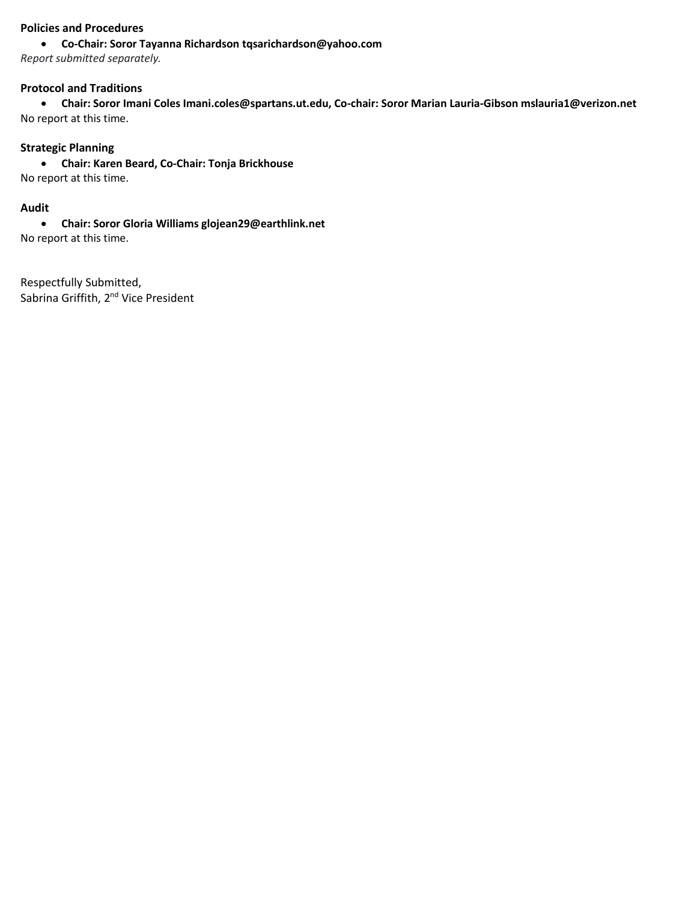**Policies and Procedures**

- **Co-Chair: Soror Tayanna Richardson tqsarichardson@yahoo.com**

*Report submitted separately.*

**Protocol and Traditions**

- **Chair: Soror Imani Coles Imani.coles@spartans.ut.edu, Co-chair: Soror Marian Lauria-Gibson mslauria1@verizon.net**

No report at this time.

**Strategic Planning**

- **Chair: Karen Beard, Co-Chair: Tonja Brickhouse**

No report at this time.

**Audit**

- **Chair: Soror Gloria Williams glojean29@earthlink.net**

No report at this time.

Respectfully Submitted,
Sabrina Griffith, 2nd Vice President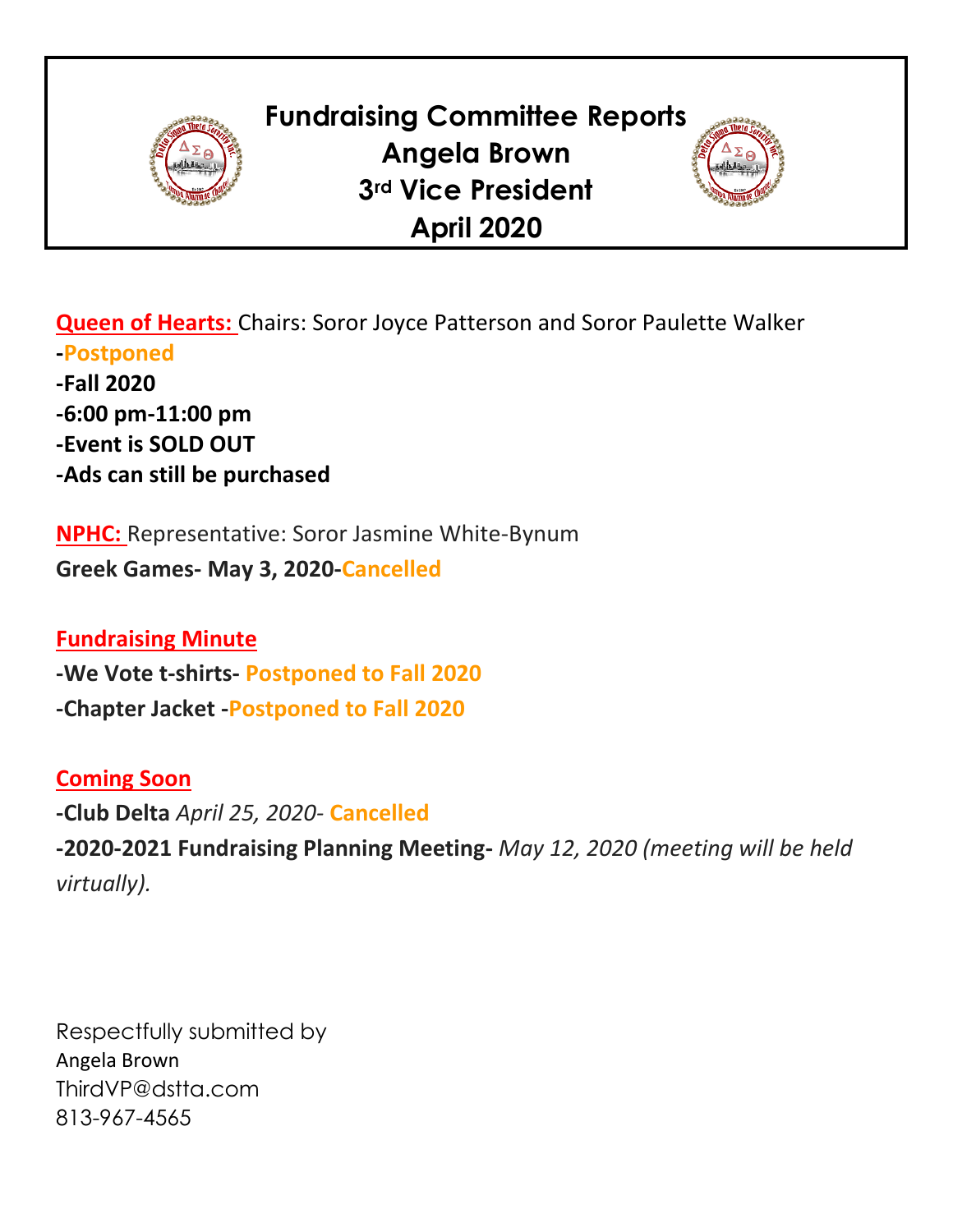# Fundraising Committee Reports
## Angela Brown
## 3rd Vice President
## April 2020

**Queen of Hearts:** Chairs: Soror Joyce Patterson and Soror Paulette Walker

**-Postponed**

**-Fall 2020**

**-6:00 pm-11:00 pm**

**-Event is SOLD OUT**

**-Ads can still be purchased**

**NPHC:** Representative: Soror Jasmine White-Bynum

**Greek Games- May 3, 2020-Cancelled**

**Fundraising Minute**

**-We Vote t-shirts- Postponed to Fall 2020**

**-Chapter Jacket -Postponed to Fall 2020**

**Coming Soon**

**-Club Delta** *April 25, 2020-* **Cancelled**

**-2020-2021 Fundraising Planning Meeting-** *May 12, 2020 (meeting will be held virtually).*

Respectfully submitted by
Angela Brown
ThirdVP@dstta.com
813-967-4565